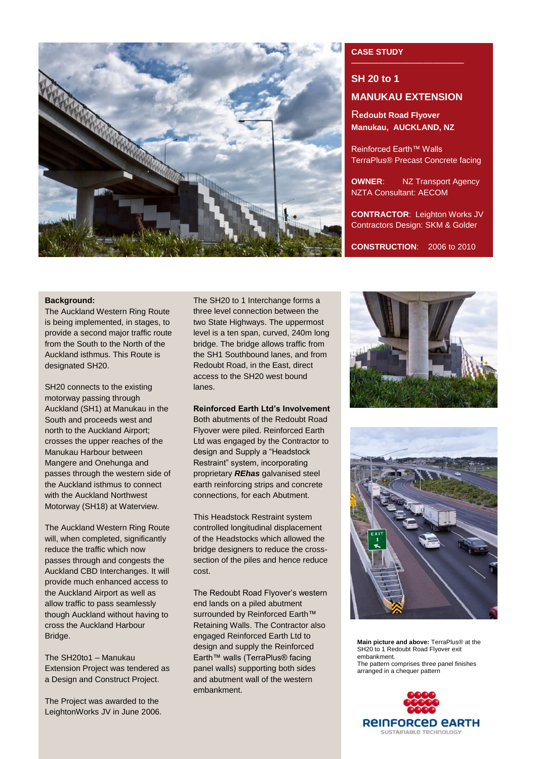**CASE STUDY**

# SH 20 to 1

# MANUKAU EXTENSION

**Redoubt Road Flyover**
**Manukau, AUCKLAND, NZ**

Reinforced Earth™ Walls
TerraPlus® Precast Concrete facing

**OWNER**: NZ Transport Agency
NZTA Consultant: AECOM

**CONTRACTOR**: Leighton Works JV
Contractors Design: SKM & Golder

**CONSTRUCTION**: 2006 to 2010

**Background:**

The Auckland Western Ring Route is being implemented, in stages, to provide a second major traffic route from the South to the North of the Auckland isthmus. This Route is designated SH20.

SH20 connects to the existing motorway passing through Auckland (SH1) at Manukau in the South and proceeds west and north to the Auckland Airport; crosses the upper reaches of the Manukau Harbour between Mangere and Onehunga and passes through the western side of the Auckland isthmus to connect with the Auckland Northwest Motorway (SH18) at Waterview.

The Auckland Western Ring Route will, when completed, significantly reduce the traffic which now passes through and congests the Auckland CBD Interchanges. It will provide much enhanced access to the Auckland Airport as well as allow traffic to pass seamlessly though Auckland without having to cross the Auckland Harbour Bridge.

The SH20to1 – Manukau Extension Project was tendered as a Design and Construct Project.

The Project was awarded to the LeightonWorks JV in June 2006.

The SH20 to 1 Interchange forms a three level connection between the two State Highways. The uppermost level is a ten span, curved, 240m long bridge. The bridge allows traffic from the SH1 Southbound lanes, and from Redoubt Road, in the East, direct access to the SH20 west bound lanes.

**Reinforced Earth Ltd's Involvement**

Both abutments of the Redoubt Road Flyover were piled. Reinforced Earth Ltd was engaged by the Contractor to design and Supply a "Headstock Restraint" system, incorporating proprietary ***REhas*** galvanised steel earth reinforcing strips and concrete connections, for each Abutment.

This Headstock Restraint system controlled longitudinal displacement of the Headstocks which allowed the bridge designers to reduce the cross-section of the piles and hence reduce cost.

The Redoubt Road Flyover's western end lands on a piled abutment surrounded by Reinforced Earth™ Retaining Walls. The Contractor also engaged Reinforced Earth Ltd to design and supply the Reinforced Earth™ walls (TerraPlus® facing panel walls) supporting both sides and abutment wall of the western embankment.

**Main picture and above:** TerraPlus® at the SH20 to 1 Redoubt Road Flyover exit embankment.
The pattern comprises three panel finishes arranged in a chequer pattern

REINFORCED EARTH
SUSTAINABLE TECHNOLOGY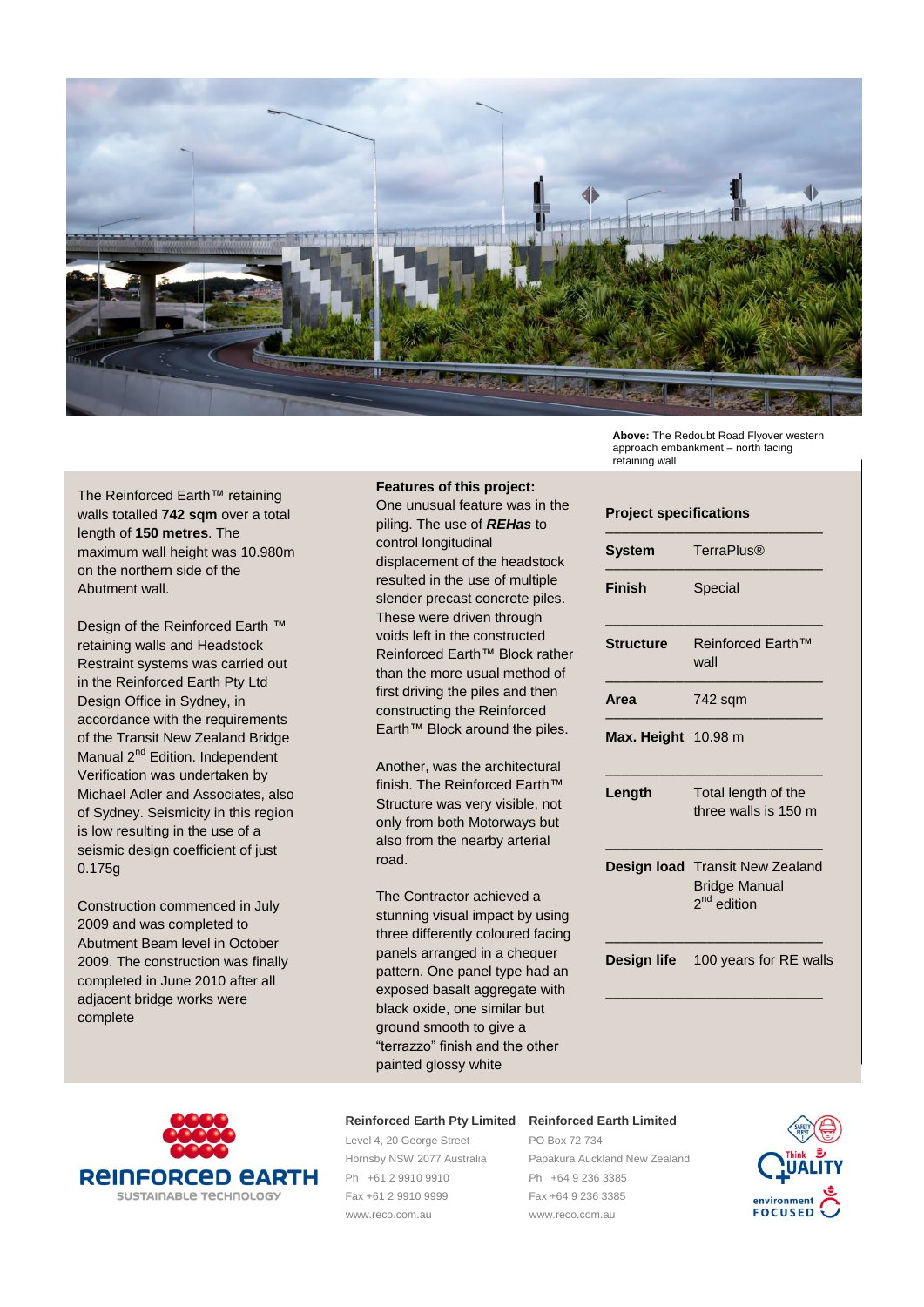**Above:** The Redoubt Road Flyover western approach embankment – north facing retaining wall

The Reinforced Earth™ retaining walls totalled **742 sqm** over a total length of **150 metres**. The maximum wall height was 10.980m on the northern side of the Abutment wall.

Design of the Reinforced Earth ™ retaining walls and Headstock Restraint systems was carried out in the Reinforced Earth Pty Ltd Design Office in Sydney, in accordance with the requirements of the Transit New Zealand Bridge Manual 2nd Edition. Independent Verification was undertaken by Michael Adler and Associates, also of Sydney. Seismicity in this region is low resulting in the use of a seismic design coefficient of just 0.175g

Construction commenced in July 2009 and was completed to Abutment Beam level in October 2009. The construction was finally completed in June 2010 after all adjacent bridge works were complete

**Features of this project:**

One unusual feature was in the piling. The use of ***REHas*** to control longitudinal displacement of the headstock resulted in the use of multiple slender precast concrete piles. These were driven through voids left in the constructed Reinforced Earth™ Block rather than the more usual method of first driving the piles and then constructing the Reinforced Earth™ Block around the piles.

Another, was the architectural finish. The Reinforced Earth™ Structure was very visible, not only from both Motorways but also from the nearby arterial road.

The Contractor achieved a stunning visual impact by using three differently coloured facing panels arranged in a chequer pattern. One panel type had an exposed basalt aggregate with black oxide, one similar but ground smooth to give a "terrazzo" finish and the other painted glossy white

**Project specifications**

| | |
|---|---|
| **System** | TerraPlus® |
| **Finish** | Special |
| **Structure** | Reinforced Earth™ wall |
| **Area** | 742 sqm |
| **Max. Height** | 10.98 m |
| **Length** | Total length of the three walls is 150 m |
| **Design load** | Transit New Zealand Bridge Manual 2nd edition |
| **Design life** | 100 years for RE walls |

REINFORCED EARTH
SUSTAINABLE TECHNOLOGY

**Reinforced Earth Pty Limited**
Level 4, 20 George Street
Hornsby NSW 2077 Australia
Ph +61 2 9910 9910
Fax +61 2 9910 9999
www.reco.com.au

**Reinforced Earth Limited**
PO Box 72 734
Papakura Auckland New Zealand
Ph +64 9 236 3385
Fax +64 9 236 3385
www.reco.com.au

Safety First · Think Quality · environment FOCUSED